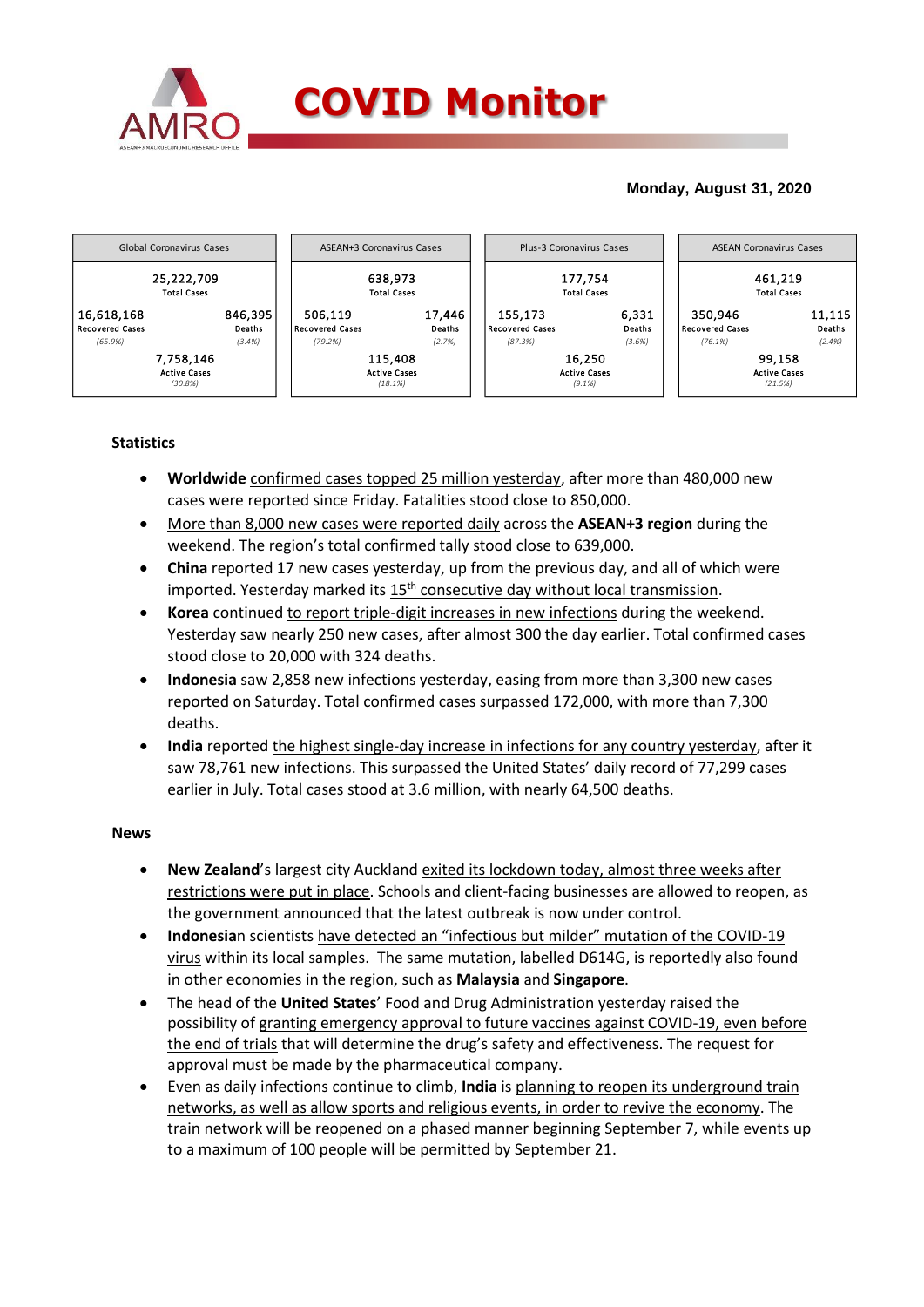# COVID Monitor

**Monday, August 31, 2020**

| Global Coronavirus Cases | | ASEAN+3 Coronavirus Cases | | Plus-3 Coronavirus Cases | | ASEAN Coronavirus Cases | |
|---|---|---|---|---|---|---|---|
| 25,222,709 Total Cases | | 638,973 Total Cases | | 177,754 Total Cases | | 461,219 Total Cases | |
| 16,618,168 Recovered Cases (65.9%) | 846,395 Deaths (3.4%) | 506,119 Recovered Cases (79.2%) | 17,446 Deaths (2.7%) | 155,173 Recovered Cases (87.3%) | 6,331 Deaths (3.6%) | 350,946 Recovered Cases (76.1%) | 11,115 Deaths (2.4%) |
| 7,758,146 Active Cases (30.8%) | | 115,408 Active Cases (18.1%) | | 16,250 Active Cases (9.1%) | | 99,158 Active Cases (21.5%) | |

## Statistics

- **Worldwide** confirmed cases topped 25 million yesterday, after more than 480,000 new cases were reported since Friday. Fatalities stood close to 850,000.
- More than 8,000 new cases were reported daily across the **ASEAN+3 region** during the weekend. The region's total confirmed tally stood close to 639,000.
- **China** reported 17 new cases yesterday, up from the previous day, and all of which were imported. Yesterday marked its 15th consecutive day without local transmission.
- **Korea** continued to report triple-digit increases in new infections during the weekend. Yesterday saw nearly 250 new cases, after almost 300 the day earlier. Total confirmed cases stood close to 20,000 with 324 deaths.
- **Indonesia** saw 2,858 new infections yesterday, easing from more than 3,300 new cases reported on Saturday. Total confirmed cases surpassed 172,000, with more than 7,300 deaths.
- **India** reported the highest single-day increase in infections for any country yesterday, after it saw 78,761 new infections. This surpassed the United States' daily record of 77,299 cases earlier in July. Total cases stood at 3.6 million, with nearly 64,500 deaths.

## News

- **New Zealand**'s largest city Auckland exited its lockdown today, almost three weeks after restrictions were put in place. Schools and client-facing businesses are allowed to reopen, as the government announced that the latest outbreak is now under control.
- **Indonesia**n scientists have detected an "infectious but milder" mutation of the COVID-19 virus within its local samples. The same mutation, labelled D614G, is reportedly also found in other economies in the region, such as **Malaysia** and **Singapore**.
- The head of the **United States**' Food and Drug Administration yesterday raised the possibility of granting emergency approval to future vaccines against COVID-19, even before the end of trials that will determine the drug's safety and effectiveness. The request for approval must be made by the pharmaceutical company.
- Even as daily infections continue to climb, **India** is planning to reopen its underground train networks, as well as allow sports and religious events, in order to revive the economy. The train network will be reopened on a phased manner beginning September 7, while events up to a maximum of 100 people will be permitted by September 21.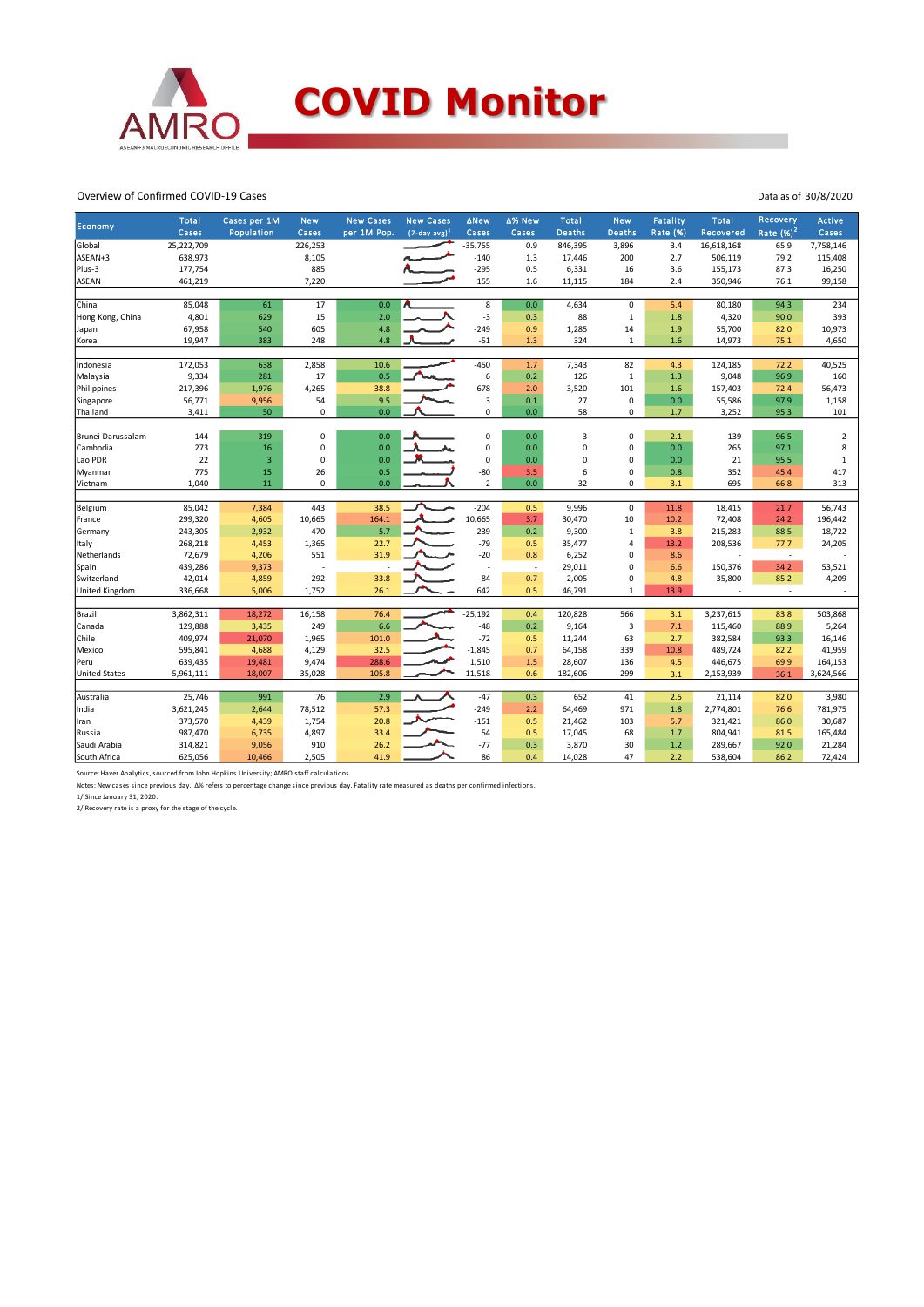# COVID Monitor

Overview of Confirmed COVID-19 Cases

Data as of 30/8/2020

| Economy | Total Cases | Cases per 1M Population | New Cases | New Cases per 1M Pop. | New Cases (7-day avg)[1] | ΔNew Cases | Δ% New Cases | Total Deaths | New Deaths | Fatality Rate (%) | Total Recovered | Recovery Rate (%)[2] | Active Cases |
|---|---|---|---|---|---|---|---|---|---|---|---|---|---|
| Global | 25,222,709 | | 226,253 | | | -35,755 | 0.9 | 846,395 | 3,896 | 3.4 | 16,618,168 | 65.9 | 7,758,146 |
| ASEAN+3 | 638,973 | | 8,105 | | | -140 | 1.3 | 17,446 | 200 | 2.7 | 506,119 | 79.2 | 115,408 |
| Plus-3 | 177,754 | | 885 | | | -295 | 0.5 | 6,331 | 16 | 3.6 | 155,173 | 87.3 | 16,250 |
| ASEAN | 461,219 | | 7,220 | | | 155 | 1.6 | 11,115 | 184 | 2.4 | 350,946 | 76.1 | 99,158 |
| | | | | | | | | | | | | | |
| China | 85,048 | 61 | 17 | 0.0 | | 8 | 0.0 | 4,634 | 0 | 5.4 | 80,180 | 94.3 | 234 |
| Hong Kong, China | 4,801 | 629 | 15 | 2.0 | | -3 | 0.3 | 88 | 1 | 1.8 | 4,320 | 90.0 | 393 |
| Japan | 67,958 | 540 | 605 | 4.8 | | -249 | 0.9 | 1,285 | 14 | 1.9 | 55,700 | 82.0 | 10,973 |
| Korea | 19,947 | 383 | 248 | 4.8 | | -51 | 1.3 | 324 | 1 | 1.6 | 14,973 | 75.1 | 4,650 |
| | | | | | | | | | | | | | |
| Indonesia | 172,053 | 638 | 2,858 | 10.6 | | -450 | 1.7 | 7,343 | 82 | 4.3 | 124,185 | 72.2 | 40,525 |
| Malaysia | 9,334 | 281 | 17 | 0.5 | | 6 | 0.2 | 126 | 1 | 1.3 | 9,048 | 96.9 | 160 |
| Philippines | 217,396 | 1,976 | 4,265 | 38.8 | | 678 | 2.0 | 3,520 | 101 | 1.6 | 157,403 | 72.4 | 56,473 |
| Singapore | 56,771 | 9,956 | 54 | 9.5 | | 3 | 0.1 | 27 | 0 | 0.0 | 55,586 | 97.9 | 1,158 |
| Thailand | 3,411 | 50 | 0 | 0.0 | | 0 | 0.0 | 58 | 0 | 1.7 | 3,252 | 95.3 | 101 |
| | | | | | | | | | | | | | |
| Brunei Darussalam | 144 | 319 | 0 | 0.0 | | 0 | 0.0 | 3 | 0 | 2.1 | 139 | 96.5 | 2 |
| Cambodia | 273 | 16 | 0 | 0.0 | | 0 | 0.0 | 0 | 0 | 0.0 | 265 | 97.1 | 8 |
| Lao PDR | 22 | 3 | 0 | 0.0 | | 0 | 0.0 | 0 | 0 | 0.0 | 21 | 95.5 | 1 |
| Myanmar | 775 | 15 | 26 | 0.5 | | -80 | 3.5 | 6 | 0 | 0.8 | 352 | 45.4 | 417 |
| Vietnam | 1,040 | 11 | 0 | 0.0 | | -2 | 0.0 | 32 | 0 | 3.1 | 695 | 66.8 | 313 |
| | | | | | | | | | | | | | |
| Belgium | 85,042 | 7,384 | 443 | 38.5 | | -204 | 0.5 | 9,996 | 0 | 11.8 | 18,415 | 21.7 | 56,743 |
| France | 299,320 | 4,605 | 10,665 | 164.1 | | 10,665 | 3.7 | 30,470 | 10 | 10.2 | 72,408 | 24.2 | 196,442 |
| Germany | 243,305 | 2,932 | 470 | 5.7 | | -239 | 0.2 | 9,300 | 1 | 3.8 | 215,283 | 88.5 | 18,722 |
| Italy | 268,218 | 4,453 | 1,365 | 22.7 | | -79 | 0.5 | 35,477 | 4 | 13.2 | 208,536 | 77.7 | 24,205 |
| Netherlands | 72,679 | 4,206 | 551 | 31.9 | | -20 | 0.8 | 6,252 | 0 | 8.6 | - | - | - |
| Spain | 439,286 | 9,373 | - | - | | - | - | 29,011 | 0 | 6.6 | 150,376 | 34.2 | 53,521 |
| Switzerland | 42,014 | 4,859 | 292 | 33.8 | | -84 | 0.7 | 2,005 | 0 | 4.8 | 35,800 | 85.2 | 4,209 |
| United Kingdom | 336,668 | 5,006 | 1,752 | 26.1 | | 642 | 0.5 | 46,791 | 1 | 13.9 | - | - | - |
| | | | | | | | | | | | | | |
| Brazil | 3,862,311 | 18,272 | 16,158 | 76.4 | | -25,192 | 0.4 | 120,828 | 566 | 3.1 | 3,237,615 | 83.8 | 503,868 |
| Canada | 129,888 | 3,435 | 249 | 6.6 | | -48 | 0.2 | 9,164 | 3 | 7.1 | 115,460 | 88.9 | 5,264 |
| Chile | 409,974 | 21,070 | 1,965 | 101.0 | | -72 | 0.5 | 11,244 | 63 | 2.7 | 382,584 | 93.3 | 16,146 |
| Mexico | 595,841 | 4,688 | 4,129 | 32.5 | | -1,845 | 0.7 | 64,158 | 339 | 10.8 | 489,724 | 82.2 | 41,959 |
| Peru | 639,435 | 19,481 | 9,474 | 288.6 | | 1,510 | 1.5 | 28,607 | 136 | 4.5 | 446,675 | 69.9 | 164,153 |
| United States | 5,961,111 | 18,007 | 35,028 | 105.8 | | -11,518 | 0.6 | 182,606 | 299 | 3.1 | 2,153,939 | 36.1 | 3,624,566 |
| | | | | | | | | | | | | | |
| Australia | 25,746 | 991 | 76 | 2.9 | | -47 | 0.3 | 652 | 41 | 2.5 | 21,114 | 82.0 | 3,980 |
| India | 3,621,245 | 2,644 | 78,512 | 57.3 | | -249 | 2.2 | 64,469 | 971 | 1.8 | 2,774,801 | 76.6 | 781,975 |
| Iran | 373,570 | 4,439 | 1,754 | 20.8 | | -151 | 0.5 | 21,462 | 103 | 5.7 | 321,421 | 86.0 | 30,687 |
| Russia | 987,470 | 6,735 | 4,897 | 33.4 | | 54 | 0.5 | 17,045 | 68 | 1.7 | 804,941 | 81.5 | 165,484 |
| Saudi Arabia | 314,821 | 9,056 | 910 | 26.2 | | -77 | 0.3 | 3,870 | 30 | 1.2 | 289,667 | 92.0 | 21,284 |
| South Africa | 625,056 | 10,466 | 2,505 | 41.9 | | 86 | 0.4 | 14,028 | 47 | 2.2 | 538,604 | 86.2 | 72,424 |

Source: Haver Analytics, sourced from John Hopkins University; AMRO staff calculations.

Notes: New cases since previous day. Δ% refers to percentage change since previous day. Fatality rate measured as deaths per confirmed infections.

1/ Since January 31, 2020.

2/ Recovery rate is a proxy for the stage of the cycle.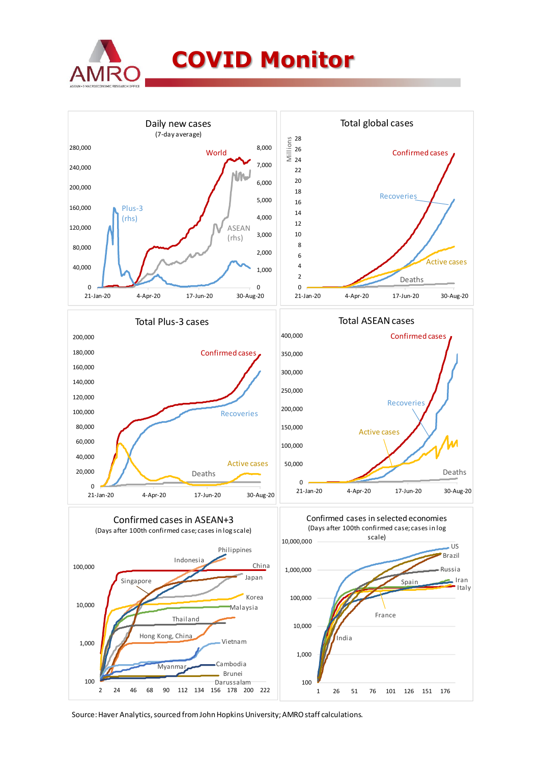# COVID Monitor

## Daily new cases
(7-day average)

280,000
240,000
200,000
160,000
120,000
80,000
40,000
0

8,000
7,000
6,000
5,000
4,000
3,000
2,000
1,000
0

World

Plus-3 (rhs)

ASEAN (rhs)

21-Jan-20 4-Apr-20 17-Jun-20 30-Aug-20

## Total global cases

Millions

28 26 24 22 20 18 16 14 12 10 8 6 4 2 0

Confirmed cases

Recoveries

Active cases

Deaths

21-Jan-20 4-Apr-20 17-Jun-20 30-Aug-20

## Total Plus-3 cases

200,000
180,000
160,000
140,000
120,000
100,000
80,000
60,000
40,000
20,000
0

Confirmed cases

Recoveries

Active cases

Deaths

21-Jan-20 4-Apr-20 17-Jun-20 30-Aug-20

## Total ASEAN cases

400,000
350,000
300,000
250,000
200,000
150,000
100,000
50,000
0

Confirmed cases

Recoveries

Active cases

Deaths

21-Jan-20 4-Apr-20 17-Jun-20 30-Aug-20

## Confirmed cases in ASEAN+3
(Days after 100th confirmed case; cases in log scale)

100,000
10,000
1,000
100

Philippines
Indonesia
China
Japan
Singapore
Korea
Malaysia
Thailand
Hong Kong, China
Vietnam
Myanmar
Cambodia
Brunei Darussalam

2 24 46 68 90 112 134 156 178 200 222

## Confirmed cases in selected economies
(Days after 100th confirmed case; cases in log scale)

10,000,000
1,000,000
100,000
10,000
1,000
100

US
Brazil
Russia
Spain
Iran
Italy
France
India

1 26 51 76 101 126 151 176

Source: Haver Analytics, sourced from John Hopkins University; AMRO staff calculations.